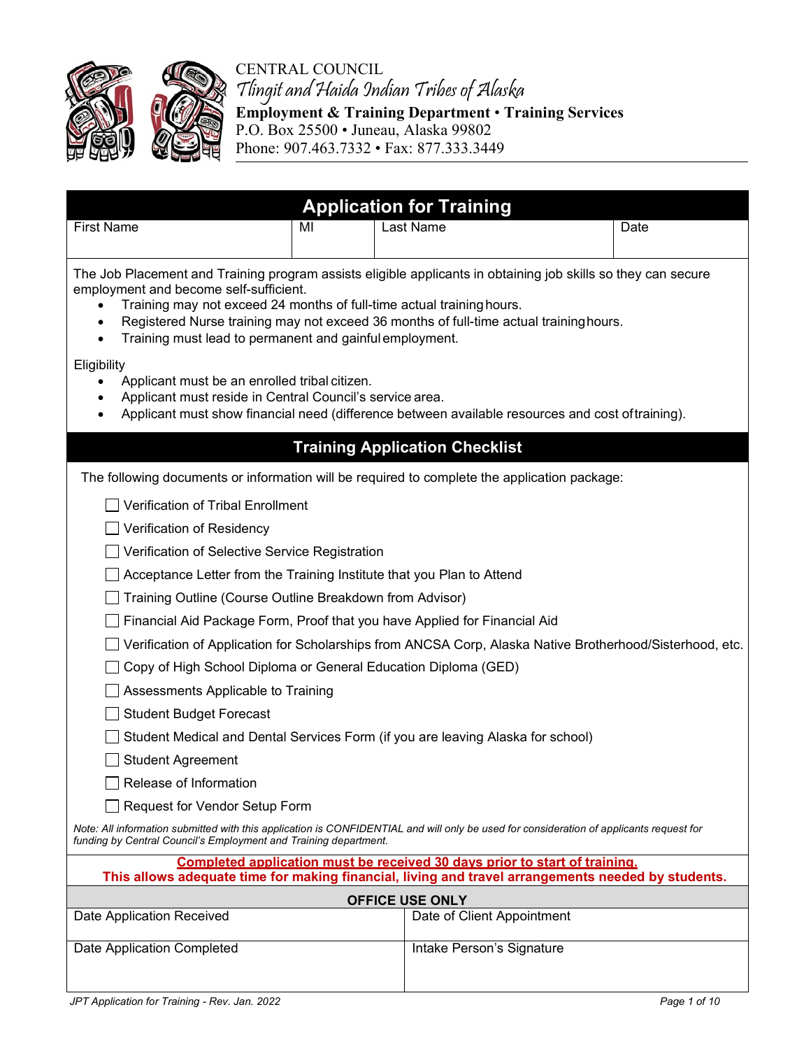CENTRAL COUNCIL

Tlingit and Haida Indian Tribes of Alaska

**Employment & Training Department • Training Services**

P.O. Box 25500 • Juneau, Alaska 99802

Phone: 907.463.7332 • Fax: 877.333.3449

## Application for Training

| First Name | MI | Last Name | Date |
|---|---|---|---|
| | | | |

The Job Placement and Training program assists eligible applicants in obtaining job skills so they can secure employment and become self-sufficient.

- Training may not exceed 24 months of full-time actual training hours.
- Registered Nurse training may not exceed 36 months of full-time actual training hours.
- Training must lead to permanent and gainful employment.

Eligibility

- Applicant must be an enrolled tribal citizen.
- Applicant must reside in Central Council's service area.
- Applicant must show financial need (difference between available resources and cost of training).

## Training Application Checklist

The following documents or information will be required to complete the application package:

- ☐ Verification of Tribal Enrollment
- ☐ Verification of Residency
- ☐ Verification of Selective Service Registration
- ☐ Acceptance Letter from the Training Institute that you Plan to Attend
- ☐ Training Outline (Course Outline Breakdown from Advisor)
- ☐ Financial Aid Package Form, Proof that you have Applied for Financial Aid
- ☐ Verification of Application for Scholarships from ANCSA Corp, Alaska Native Brotherhood/Sisterhood, etc.
- ☐ Copy of High School Diploma or General Education Diploma (GED)
- ☐ Assessments Applicable to Training
- ☐ Student Budget Forecast
- ☐ Student Medical and Dental Services Form (if you are leaving Alaska for school)
- ☐ Student Agreement
- ☐ Release of Information
- ☐ Request for Vendor Setup Form

*Note: All information submitted with this application is CONFIDENTIAL and will only be used for consideration of applicants request for funding by Central Council's Employment and Training department.*

**Completed application must be received 30 days prior to start of training.**
**This allows adequate time for making financial, living and travel arrangements needed by students.**

| OFFICE USE ONLY | |
|---|---|
| Date Application Received | Date of Client Appointment |
| Date Application Completed | Intake Person's Signature |

JPT Application for Training - Rev. Jan. 2022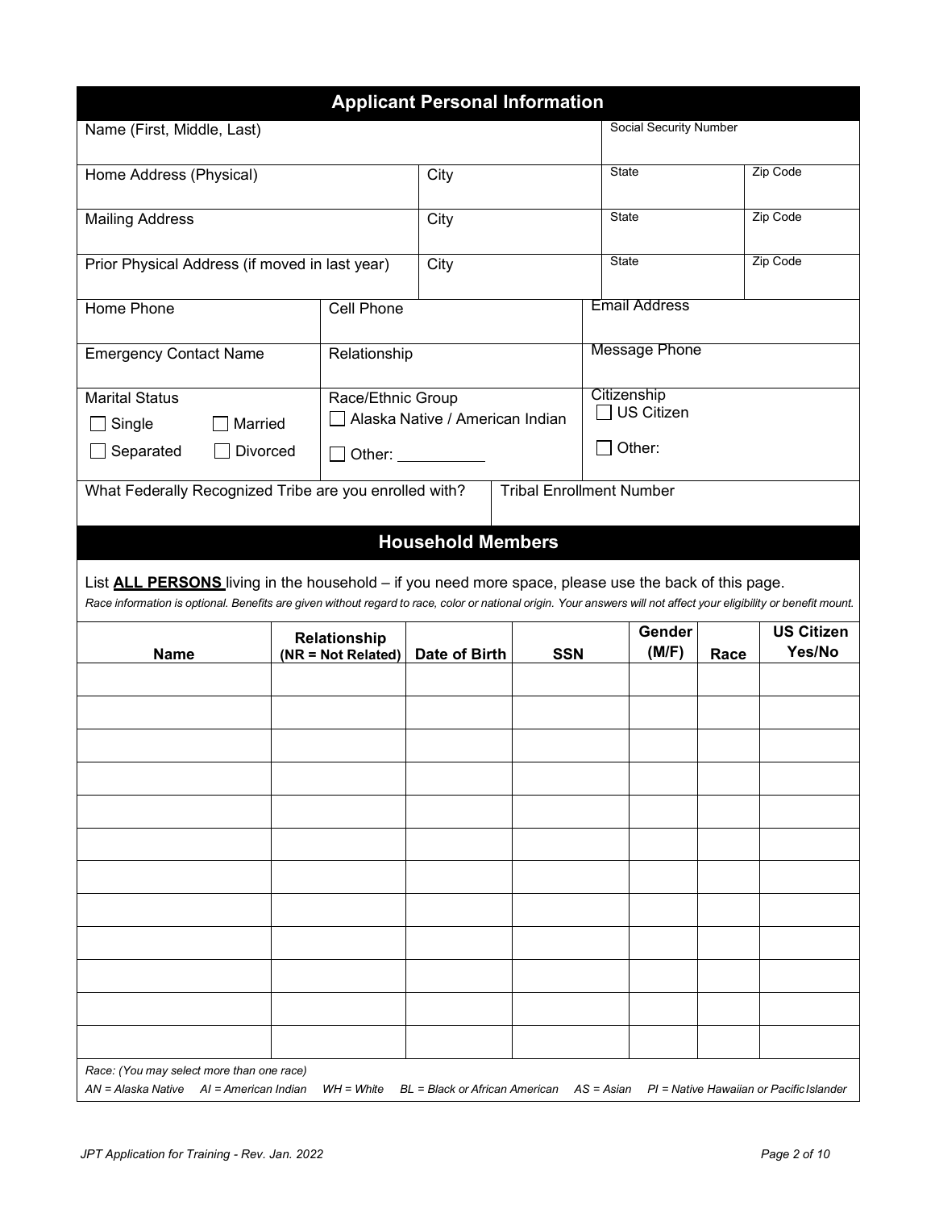## Applicant Personal Information

| | | | |
|---|---|---|---|
| Name (First, Middle, Last) | | Social Security Number | |
| Home Address (Physical) | City | State | Zip Code |
| Mailing Address | City | State | Zip Code |
| Prior Physical Address (if moved in last year) | City | State | Zip Code |
| Home Phone | Cell Phone | Email Address | |
| Emergency Contact Name | Relationship | Message Phone | |
| Marital Status<br>☐ Single ☐ Married<br>☐ Separated ☐ Divorced | Race/Ethnic Group<br>☐ Alaska Native / American Indian<br>☐ Other: ___________ | Citizenship<br>☐ US Citizen<br>☐ Other: | |
| What Federally Recognized Tribe are you enrolled with? | Tribal Enrollment Number | | |

## Household Members

List **ALL PERSONS** living in the household – if you need more space, please use the back of this page.

*Race information is optional. Benefits are given without regard to race, color or national origin. Your answers will not affect your eligibility or benefit mount.*

| Name | Relationship (NR = Not Related) | Date of Birth | SSN | Gender (M/F) | Race | US Citizen Yes/No |
|---|---|---|---|---|---|---|
| | | | | | | |
| | | | | | | |
| | | | | | | |
| | | | | | | |
| | | | | | | |
| | | | | | | |
| | | | | | | |
| | | | | | | |
| | | | | | | |
| | | | | | | |
| | | | | | | |
| | | | | | | |

*Race: (You may select more than one race)*

*AN = Alaska Native AI = American Indian WH = White BL = Black or African American AS = Asian PI = Native Hawaiian or Pacific Islander*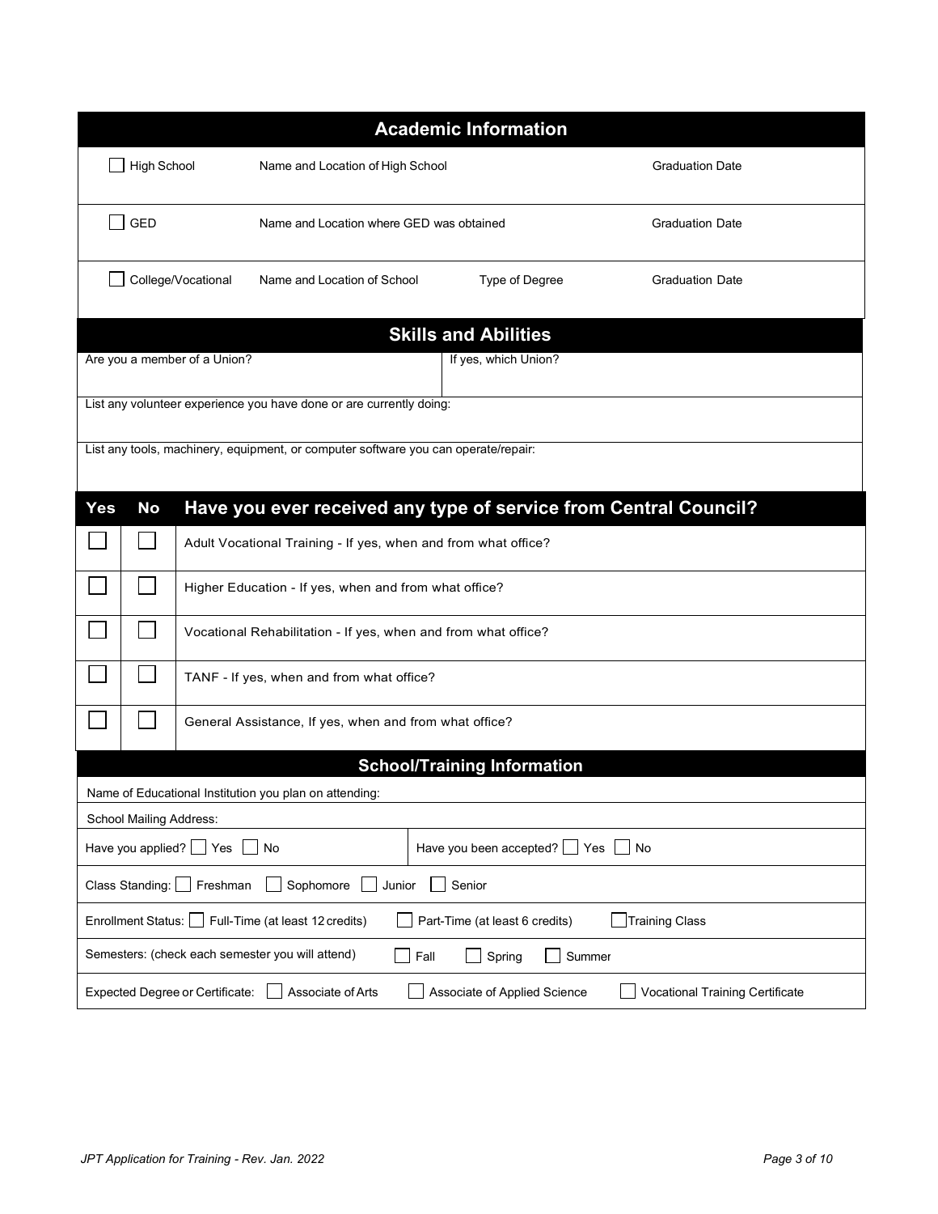## Academic Information

| | | | |
|---|---|---|---|
| ☐ High School | Name and Location of High School | | Graduation Date |
| ☐ GED | Name and Location where GED was obtained | | Graduation Date |
| ☐ College/Vocational | Name and Location of School | Type of Degree | Graduation Date |

## Skills and Abilities

| | |
|---|---|
| Are you a member of a Union? | If yes, which Union? |

List any volunteer experience you have done or are currently doing:

List any tools, machinery, equipment, or computer software you can operate/repair:

| Yes | No | Have you ever received any type of service from Central Council? |
|---|---|---|
| ☐ | ☐ | Adult Vocational Training - If yes, when and from what office? |
| ☐ | ☐ | Higher Education - If yes, when and from what office? |
| ☐ | ☐ | Vocational Rehabilitation - If yes, when and from what office? |
| ☐ | ☐ | TANF - If yes, when and from what office? |
| ☐ | ☐ | General Assistance, If yes, when and from what office? |

## School/Training Information

Name of Educational Institution you plan on attending:

School Mailing Address:

Have you applied? ☐ Yes ☐ No | Have you been accepted? ☐ Yes ☐ No

Class Standing: ☐ Freshman ☐ Sophomore ☐ Junior ☐ Senior

Enrollment Status: ☐ Full-Time (at least 12 credits) ☐ Part-Time (at least 6 credits) ☐ Training Class

Semesters: (check each semester you will attend) ☐ Fall ☐ Spring ☐ Summer

Expected Degree or Certificate: ☐ Associate of Arts ☐ Associate of Applied Science ☐ Vocational Training Certificate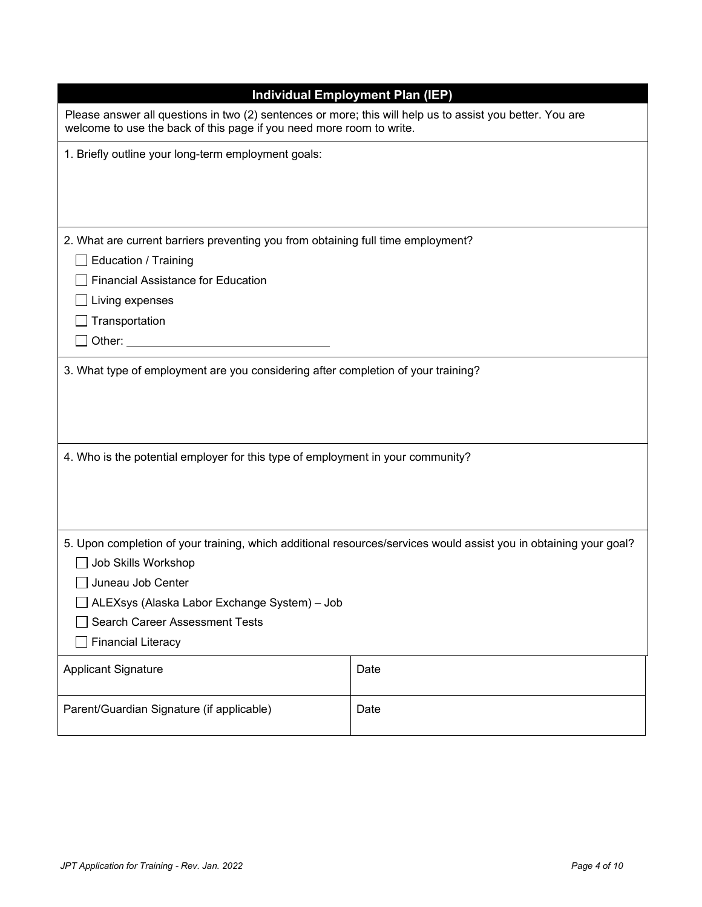## Individual Employment Plan (IEP)

Please answer all questions in two (2) sentences or more; this will help us to assist you better. You are welcome to use the back of this page if you need more room to write.

1. Briefly outline your long-term employment goals:

2. What are current barriers preventing you from obtaining full time employment?

- ☐ Education / Training
- ☐ Financial Assistance for Education
- ☐ Living expenses
- ☐ Transportation
- ☐ Other: ______________________________

3. What type of employment are you considering after completion of your training?

4. Who is the potential employer for this type of employment in your community?

5. Upon completion of your training, which additional resources/services would assist you in obtaining your goal?

- ☐ Job Skills Workshop
- ☐ Juneau Job Center
- ☐ ALEXsys (Alaska Labor Exchange System) – Job
- ☐ Search Career Assessment Tests
- ☐ Financial Literacy

| Applicant Signature | Date |
|---|---|
| Parent/Guardian Signature (if applicable) | Date |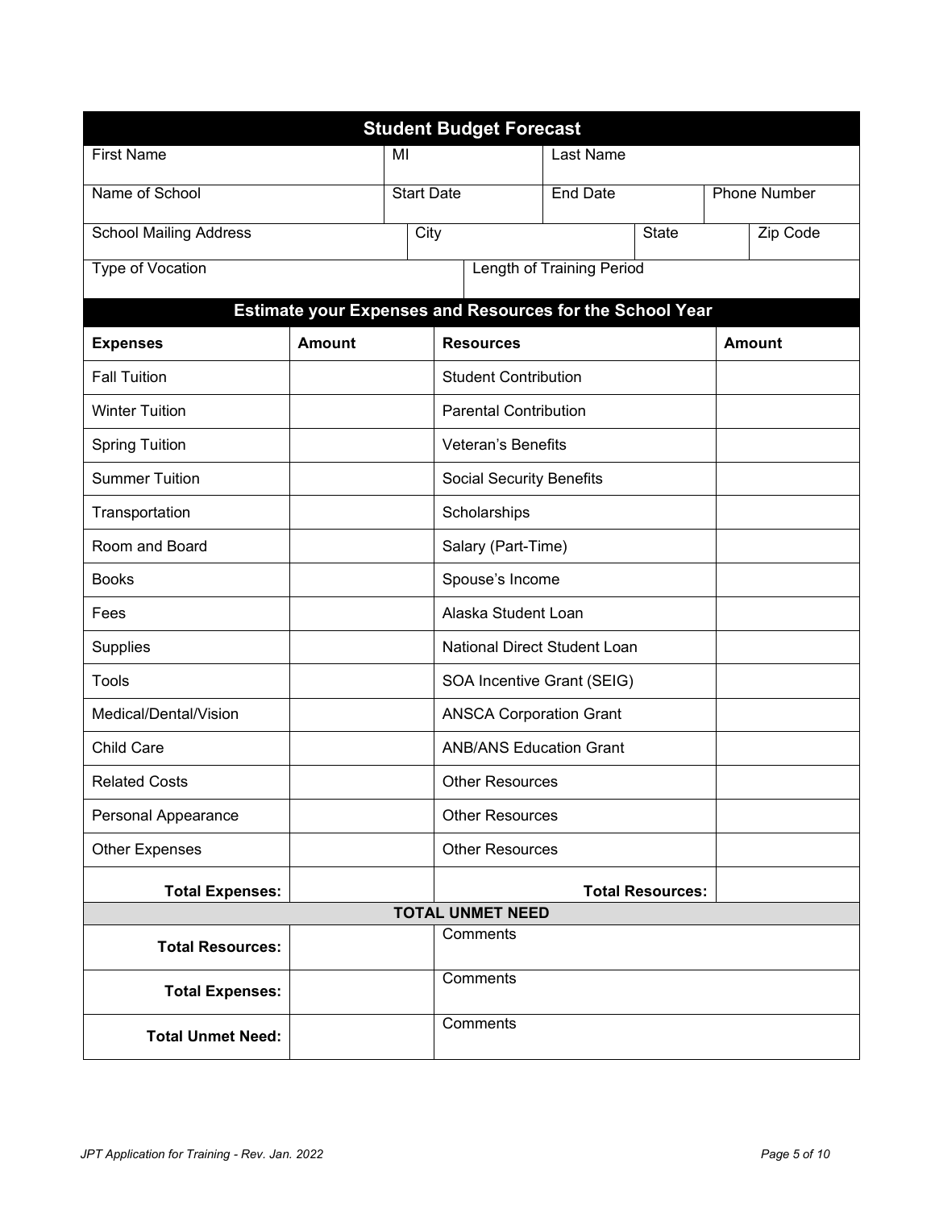## Student Budget Forecast

| First Name | MI | Last Name | |
|---|---|---|---|
| Name of School | Start Date | End Date | Phone Number |

| School Mailing Address | City | State | Zip Code |
|---|---|---|---|

| Type of Vocation | Length of Training Period |
|---|---|

## Estimate your Expenses and Resources for the School Year

| Expenses | Amount | Resources | Amount |
|---|---|---|---|
| Fall Tuition | | Student Contribution | |
| Winter Tuition | | Parental Contribution | |
| Spring Tuition | | Veteran's Benefits | |
| Summer Tuition | | Social Security Benefits | |
| Transportation | | Scholarships | |
| Room and Board | | Salary (Part-Time) | |
| Books | | Spouse's Income | |
| Fees | | Alaska Student Loan | |
| Supplies | | National Direct Student Loan | |
| Tools | | SOA Incentive Grant (SEIG) | |
| Medical/Dental/Vision | | ANSCA Corporation Grant | |
| Child Care | | ANB/ANS Education Grant | |
| Related Costs | | Other Resources | |
| Personal Appearance | | Other Resources | |
| Other Expenses | | Other Resources | |
| **Total Expenses:** | | **Total Resources:** | |

### TOTAL UNMET NEED

| | | |
|---|---|---|
| **Total Resources:** | | Comments |
| **Total Expenses:** | | Comments |
| **Total Unmet Need:** | | Comments |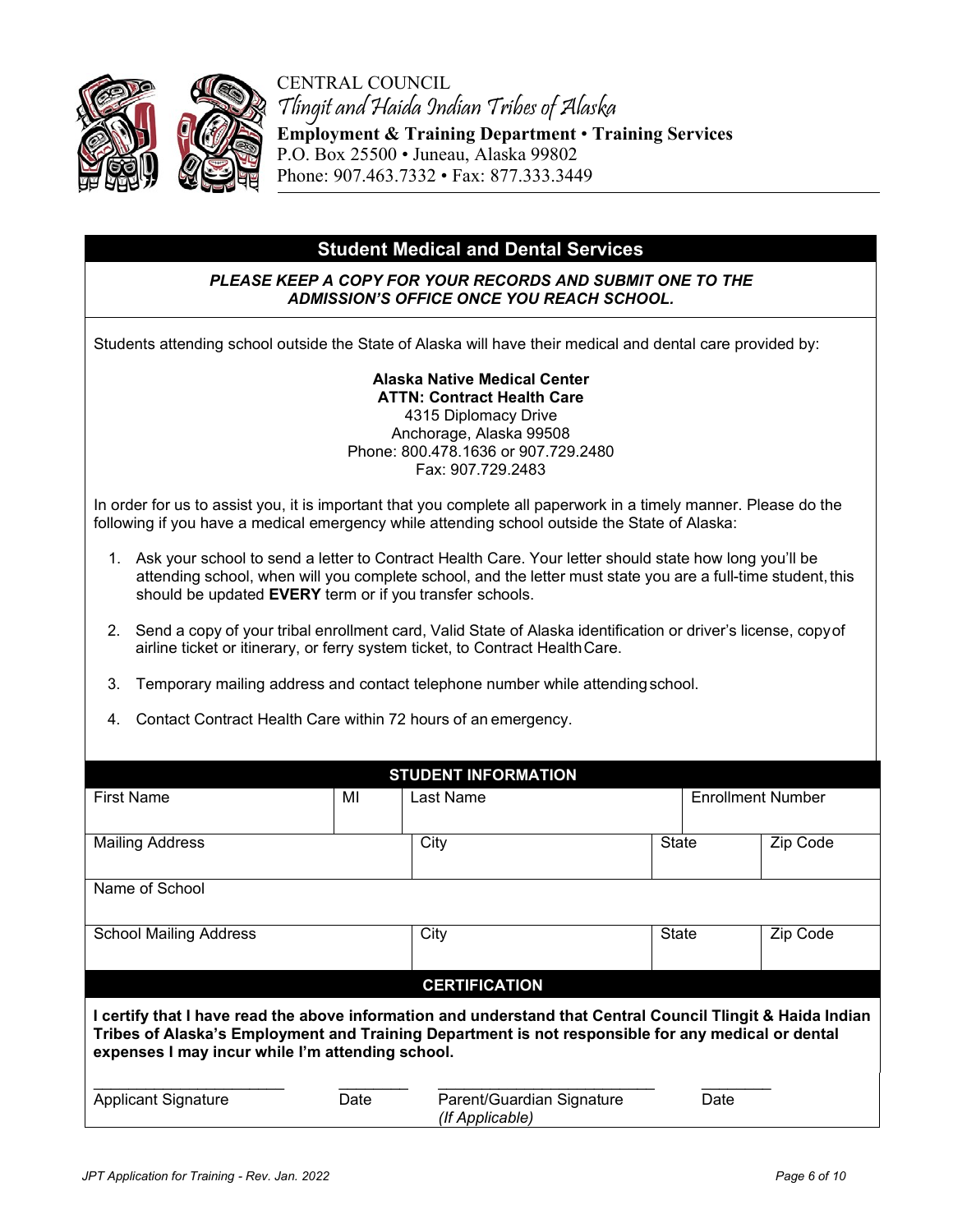CENTRAL COUNCIL
*Tlingit and Haida Indian Tribes of Alaska*
**Employment & Training Department • Training Services**
P.O. Box 25500 • Juneau, Alaska 99802
Phone: 907.463.7332 • Fax: 877.333.3449

## Student Medical and Dental Services

***PLEASE KEEP A COPY FOR YOUR RECORDS AND SUBMIT ONE TO THE ADMISSION'S OFFICE ONCE YOU REACH SCHOOL.***

Students attending school outside the State of Alaska will have their medical and dental care provided by:

**Alaska Native Medical Center**
**ATTN: Contract Health Care**
4315 Diplomacy Drive
Anchorage, Alaska 99508
Phone: 800.478.1636 or 907.729.2480
Fax: 907.729.2483

In order for us to assist you, it is important that you complete all paperwork in a timely manner. Please do the following if you have a medical emergency while attending school outside the State of Alaska:

1. Ask your school to send a letter to Contract Health Care. Your letter should state how long you'll be attending school, when will you complete school, and the letter must state you are a full-time student, this should be updated **EVERY** term or if you transfer schools.
2. Send a copy of your tribal enrollment card, Valid State of Alaska identification or driver's license, copy of airline ticket or itinerary, or ferry system ticket, to Contract Health Care.
3. Temporary mailing address and contact telephone number while attending school.
4. Contact Contract Health Care within 72 hours of an emergency.

### STUDENT INFORMATION

| First Name | MI | Last Name | Enrollment Number |
|---|---|---|---|
| | | | |

| Mailing Address | City | State | Zip Code |
|---|---|---|---|
| | | | |

| Name of School |
|---|
| |

| School Mailing Address | City | State | Zip Code |
|---|---|---|---|
| | | | |

### CERTIFICATION

**I certify that I have read the above information and understand that Central Council Tlingit & Haida Indian Tribes of Alaska's Employment and Training Department is not responsible for any medical or dental expenses I may incur while I'm attending school.**

| ______________________ | ________ | _________________________ | ________ |
|---|---|---|---|
| Applicant Signature | Date | Parent/Guardian Signature *(If Applicable)* | Date |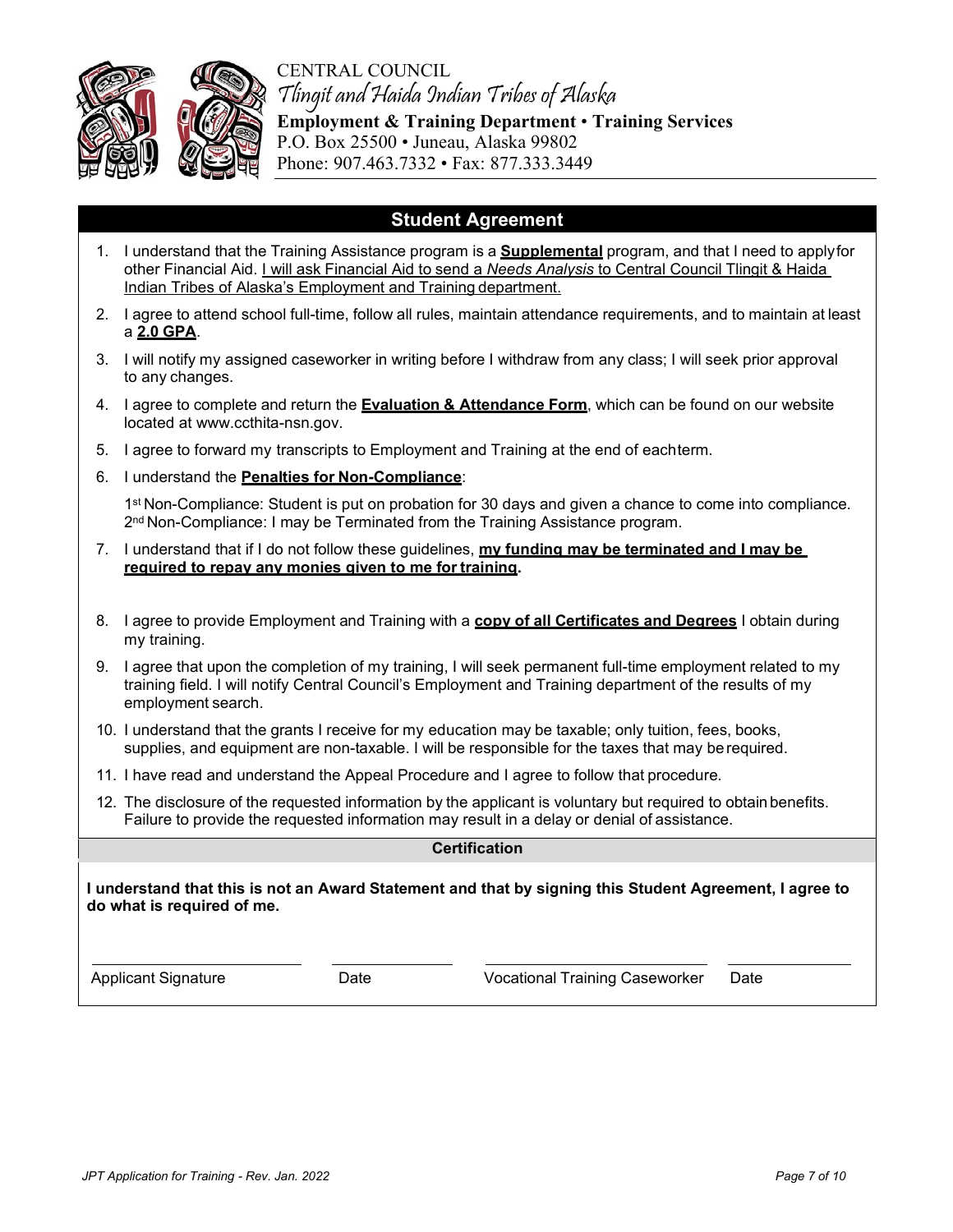CENTRAL COUNCIL
*Tlingit and Haida Indian Tribes of Alaska*
**Employment & Training Department • Training Services**
P.O. Box 25500 • Juneau, Alaska 99802
Phone: 907.463.7332 • Fax: 877.333.3449

## Student Agreement

1. I understand that the Training Assistance program is a **Supplemental** program, and that I need to apply for other Financial Aid. I will ask Financial Aid to send a *Needs Analysis* to Central Council Tlingit & Haida Indian Tribes of Alaska's Employment and Training department.
2. I agree to attend school full-time, follow all rules, maintain attendance requirements, and to maintain at least a **2.0 GPA**.
3. I will notify my assigned caseworker in writing before I withdraw from any class; I will seek prior approval to any changes.
4. I agree to complete and return the **Evaluation & Attendance Form**, which can be found on our website located at www.ccthita-nsn.gov.
5. I agree to forward my transcripts to Employment and Training at the end of each term.
6. I understand the **Penalties for Non-Compliance**:

   1st Non-Compliance: Student is put on probation for 30 days and given a chance to come into compliance.
   2nd Non-Compliance: I may be Terminated from the Training Assistance program.
7. I understand that if I do not follow these guidelines, **my funding may be terminated and I may be required to repay any monies given to me for training.**
8. I agree to provide Employment and Training with a **copy of all Certificates and Degrees** I obtain during my training.
9. I agree that upon the completion of my training, I will seek permanent full-time employment related to my training field. I will notify Central Council's Employment and Training department of the results of my employment search.
10. I understand that the grants I receive for my education may be taxable; only tuition, fees, books, supplies, and equipment are non-taxable. I will be responsible for the taxes that may be required.
11. I have read and understand the Appeal Procedure and I agree to follow that procedure.
12. The disclosure of the requested information by the applicant is voluntary but required to obtain benefits. Failure to provide the requested information may result in a delay or denial of assistance.

### Certification

**I understand that this is not an Award Statement and that by signing this Student Agreement, I agree to do what is required of me.**

| Applicant Signature | Date | Vocational Training Caseworker | Date |
|---|---|---|---|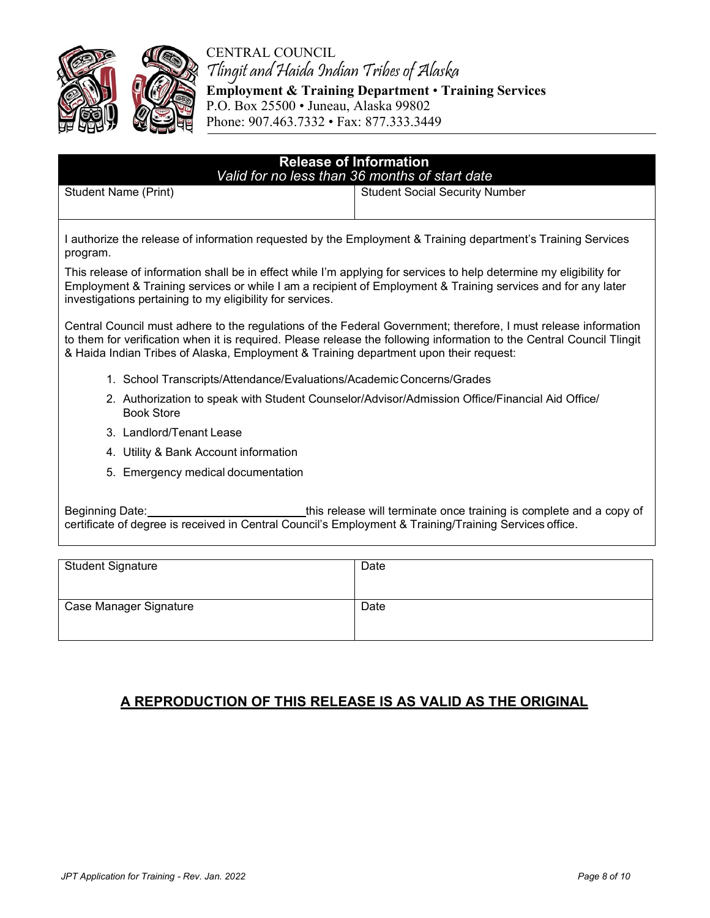CENTRAL COUNCIL
*Tlingit and Haida Indian Tribes of Alaska*
**Employment & Training Department • Training Services**
P.O. Box 25500 • Juneau, Alaska 99802
Phone: 907.463.7332 • Fax: 877.333.3449

## Release of Information

*Valid for no less than 36 months of start date*

| Student Name (Print) | Student Social Security Number |
|---|---|
| | |

I authorize the release of information requested by the Employment & Training department's Training Services program.

This release of information shall be in effect while I'm applying for services to help determine my eligibility for Employment & Training services or while I am a recipient of Employment & Training services and for any later investigations pertaining to my eligibility for services.

Central Council must adhere to the regulations of the Federal Government; therefore, I must release information to them for verification when it is required. Please release the following information to the Central Council Tlingit & Haida Indian Tribes of Alaska, Employment & Training department upon their request:

1. School Transcripts/Attendance/Evaluations/Academic Concerns/Grades
2. Authorization to speak with Student Counselor/Advisor/Admission Office/Financial Aid Office/ Book Store
3. Landlord/Tenant Lease
4. Utility & Bank Account information
5. Emergency medical documentation

Beginning Date: ________________________ this release will terminate once training is complete and a copy of certificate of degree is received in Central Council's Employment & Training/Training Services office.

| Student Signature | Date |
|---|---|
| Case Manager Signature | Date |

**A REPRODUCTION OF THIS RELEASE IS AS VALID AS THE ORIGINAL**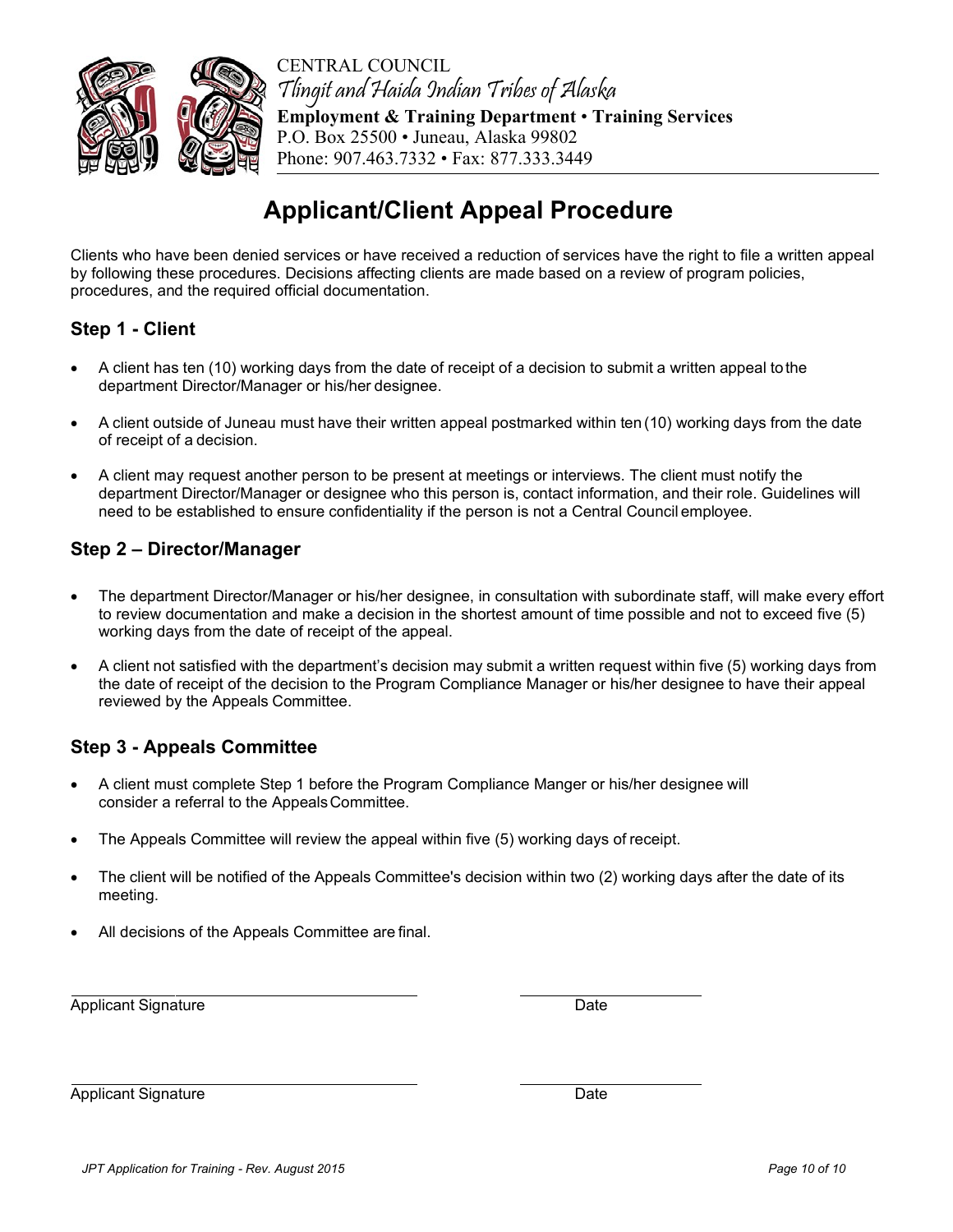CENTRAL COUNCIL
*Tlingit and Haida Indian Tribes of Alaska*
**Employment & Training Department • Training Services**
P.O. Box 25500 • Juneau, Alaska 99802
Phone: 907.463.7332 • Fax: 877.333.3449

# Applicant/Client Appeal Procedure

Clients who have been denied services or have received a reduction of services have the right to file a written appeal by following these procedures. Decisions affecting clients are made based on a review of program policies, procedures, and the required official documentation.

## Step 1 - Client

- A client has ten (10) working days from the date of receipt of a decision to submit a written appeal to the department Director/Manager or his/her designee.
- A client outside of Juneau must have their written appeal postmarked within ten (10) working days from the date of receipt of a decision.
- A client may request another person to be present at meetings or interviews. The client must notify the department Director/Manager or designee who this person is, contact information, and their role. Guidelines will need to be established to ensure confidentiality if the person is not a Central Council employee.

## Step 2 – Director/Manager

- The department Director/Manager or his/her designee, in consultation with subordinate staff, will make every effort to review documentation and make a decision in the shortest amount of time possible and not to exceed five (5) working days from the date of receipt of the appeal.
- A client not satisfied with the department's decision may submit a written request within five (5) working days from the date of receipt of the decision to the Program Compliance Manager or his/her designee to have their appeal reviewed by the Appeals Committee.

## Step 3 - Appeals Committee

- A client must complete Step 1 before the Program Compliance Manger or his/her designee will consider a referral to the Appeals Committee.
- The Appeals Committee will review the appeal within five (5) working days of receipt.
- The client will be notified of the Appeals Committee's decision within two (2) working days after the date of its meeting.
- All decisions of the Appeals Committee are final.

Applicant Signature _______________________ Date _______________

Applicant Signature _______________________ Date _______________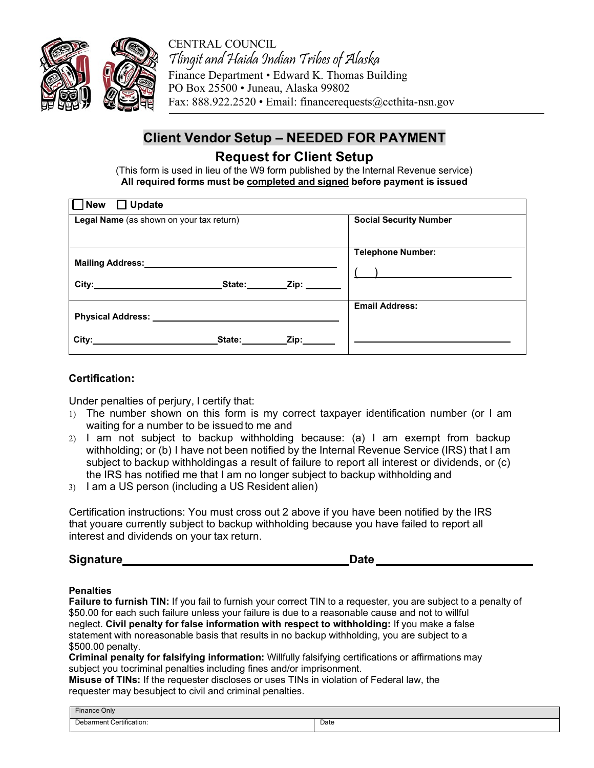CENTRAL COUNCIL
*Tlingit and Haida Indian Tribes of Alaska*
Finance Department • Edward K. Thomas Building
PO Box 25500 • Juneau, Alaska 99802
Fax: 888.922.2520 • Email: financerequests@ccthita-nsn.gov

## Client Vendor Setup – NEEDED FOR PAYMENT

### Request for Client Setup

(This form is used in lieu of the W9 form published by the Internal Revenue service)
**All required forms must be completed and signed before payment is issued**

| ☐ New ☐ Update | |
|---|---|
| **Legal Name** (as shown on your tax return) | **Social Security Number** |
| **Mailing Address:** ______________________<br>**City:** ____________ **State:** ______ **Zip:** ______ | **Telephone Number:**<br>( ) ______________ |
| **Physical Address:** ______________________<br>**City:** ____________ **State:** ______ **Zip:** ______ | **Email Address:**<br>______________ |

**Certification:**

Under penalties of perjury, I certify that:

1) The number shown on this form is my correct taxpayer identification number (or I am waiting for a number to be issued to me and
2) I am not subject to backup withholding because: (a) I am exempt from backup withholding; or (b) I have not been notified by the Internal Revenue Service (IRS) that I am subject to backup withholdingas a result of failure to report all interest or dividends, or (c) the IRS has notified me that I am no longer subject to backup withholding and
3) I am a US person (including a US Resident alien)

Certification instructions: You must cross out 2 above if you have been notified by the IRS that youare currently subject to backup withholding because you have failed to report all interest and dividends on your tax return.

**Signature**______________________ **Date**______________

**Penalties**
**Failure to furnish TIN:** If you fail to furnish your correct TIN to a requester, you are subject to a penalty of $50.00 for each such failure unless your failure is due to a reasonable cause and not to willful neglect. **Civil penalty for false information with respect to withholding:** If you make a false statement with noreasonable basis that results in no backup withholding, you are subject to a $500.00 penalty.
**Criminal penalty for falsifying information:** Willfully falsifying certifications or affirmations may subject you tocriminal penalties including fines and/or imprisonment.
**Misuse of TINs:** If the requester discloses or uses TINs in violation of Federal law, the requester may besubject to civil and criminal penalties.

| Finance Only | |
|---|---|
| Debarment Certification: | Date |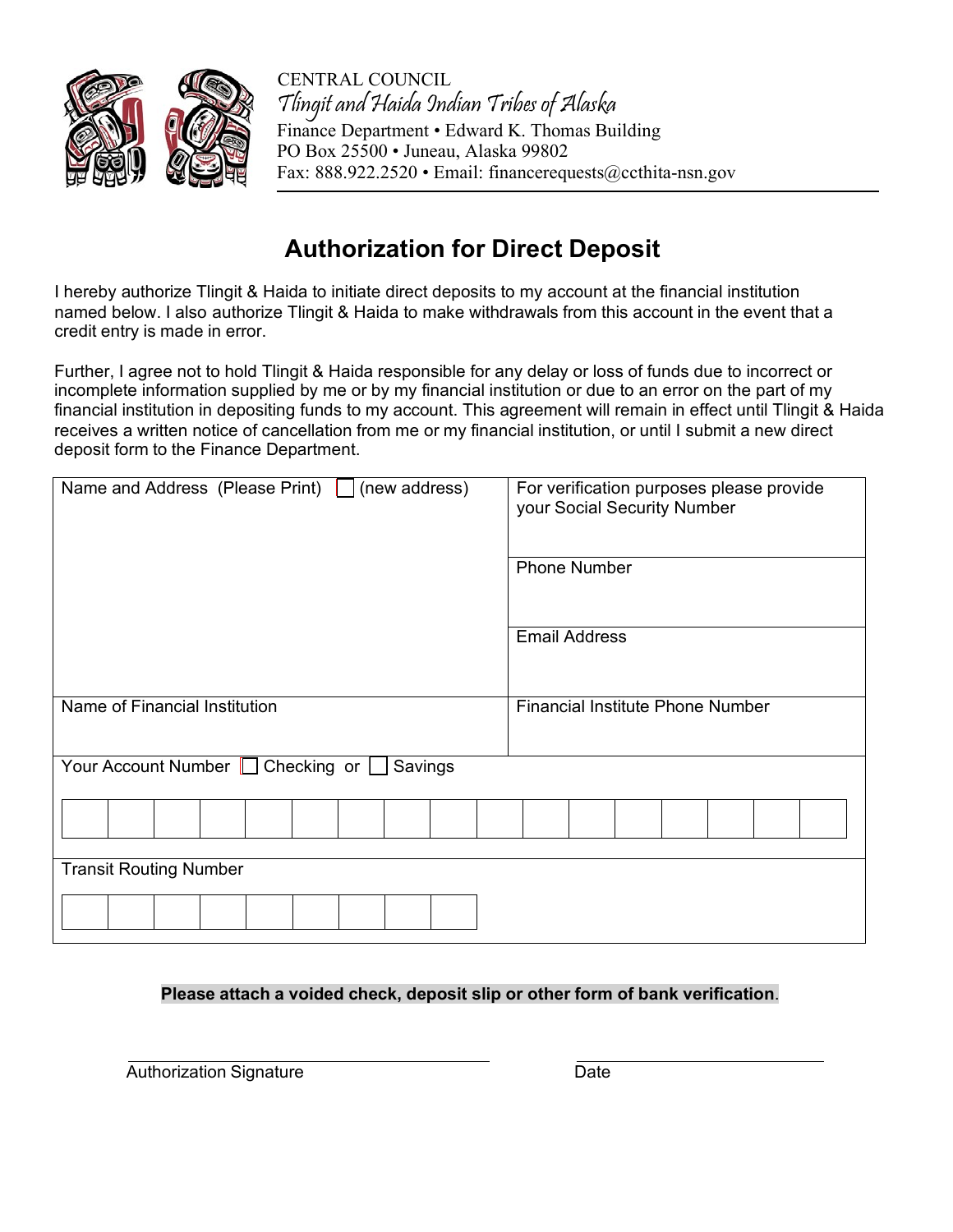CENTRAL COUNCIL
*Tlingit and Haida Indian Tribes of Alaska*
Finance Department • Edward K. Thomas Building
PO Box 25500 • Juneau, Alaska 99802
Fax: 888.922.2520 • Email: financerequests@ccthita-nsn.gov

# Authorization for Direct Deposit

I hereby authorize Tlingit & Haida to initiate direct deposits to my account at the financial institution named below. I also authorize Tlingit & Haida to make withdrawals from this account in the event that a credit entry is made in error.

Further, I agree not to hold Tlingit & Haida responsible for any delay or loss of funds due to incorrect or incomplete information supplied by me or by my financial institution or due to an error on the part of my financial institution in depositing funds to my account. This agreement will remain in effect until Tlingit & Haida receives a written notice of cancellation from me or my financial institution, or until I submit a new direct deposit form to the Finance Department.

| Name and Address (Please Print) ☐ (new address) | For verification purposes please provide your Social Security Number |
|---|---|
| | Phone Number |
| | Email Address |
| Name of Financial Institution | Financial Institute Phone Number |
| Your Account Number ☐ Checking or ☐ Savings | |
| Transit Routing Number | |

**Please attach a voided check, deposit slip or other form of bank verification**.

\_\_\_\_\_\_\_\_\_\_\_\_\_\_\_\_\_\_\_\_\_\_\_\_\_\_\_\_\_\_\_\_\_\_\_\_ \_\_\_\_\_\_\_\_\_\_\_\_\_\_\_\_\_\_\_\_\_\_\_\_
Authorization Signature Date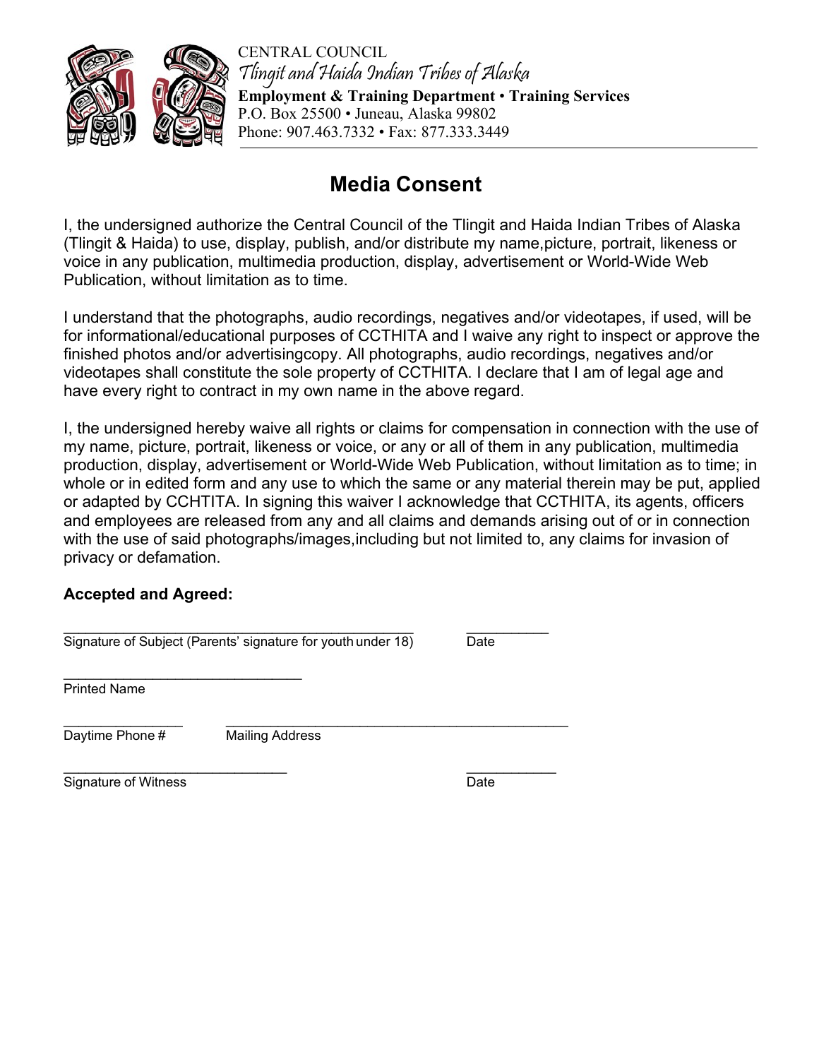CENTRAL COUNCIL
*Tlingit and Haida Indian Tribes of Alaska*
**Employment & Training Department • Training Services**
P.O. Box 25500 • Juneau, Alaska 99802
Phone: 907.463.7332 • Fax: 877.333.3449

# Media Consent

I, the undersigned authorize the Central Council of the Tlingit and Haida Indian Tribes of Alaska (Tlingit & Haida) to use, display, publish, and/or distribute my name,picture, portrait, likeness or voice in any publication, multimedia production, display, advertisement or World-Wide Web Publication, without limitation as to time.

I understand that the photographs, audio recordings, negatives and/or videotapes, if used, will be for informational/educational purposes of CCTHITA and I waive any right to inspect or approve the finished photos and/or advertisingcopy. All photographs, audio recordings, negatives and/or videotapes shall constitute the sole property of CCTHITA. I declare that I am of legal age and have every right to contract in my own name in the above regard.

I, the undersigned hereby waive all rights or claims for compensation in connection with the use of my name, picture, portrait, likeness or voice, or any or all of them in any publication, multimedia production, display, advertisement or World-Wide Web Publication, without limitation as to time; in whole or in edited form and any use to which the same or any material therein may be put, applied or adapted by CCHTITA. In signing this waiver I acknowledge that CCTHITA, its agents, officers and employees are released from any and all claims and demands arising out of or in connection with the use of said photographs/images,including but not limited to, any claims for invasion of privacy or defamation.

**Accepted and Agreed:**

_______________________________________________ ___________
Signature of Subject (Parents' signature for youth under 18) Date

________________________________
Printed Name

________________ ______________________________________________
Daytime Phone # Mailing Address

______________________________ ____________
Signature of Witness Date